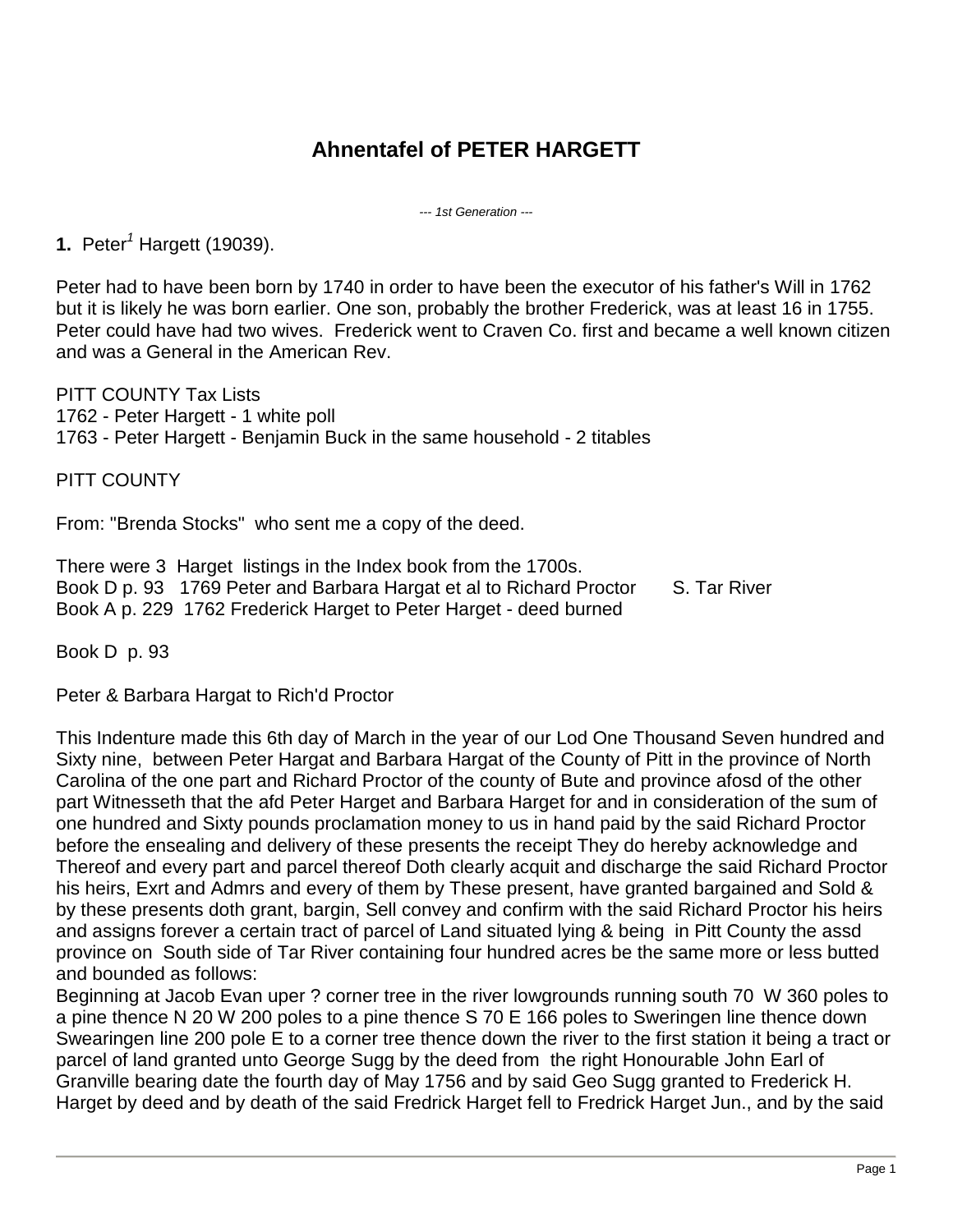# Ahnentafel of PETER HARGETT

*--- 1st Generation ---*

**1.** Peter[1] Hargett (19039).

Peter had to have been born by 1740 in order to have been the executor of his father's Will in 1762 but it is likely he was born earlier. One son, probably the brother Frederick, was at least 16 in 1755. Peter could have had two wives. Frederick went to Craven Co. first and became a well known citizen and was a General in the American Rev.

PITT COUNTY Tax Lists
1762 - Peter Hargett - 1 white poll
1763 - Peter Hargett - Benjamin Buck in the same household - 2 titables

PITT COUNTY

From: "Brenda Stocks" who sent me a copy of the deed.

There were 3 Harget listings in the Index book from the 1700s.
Book D p. 93 1769 Peter and Barbara Hargat et al to Richard Proctor S. Tar River
Book A p. 229 1762 Frederick Harget to Peter Harget - deed burned

Book D p. 93

Peter & Barbara Hargat to Rich'd Proctor

This Indenture made this 6th day of March in the year of our Lod One Thousand Seven hundred and Sixty nine, between Peter Hargat and Barbara Hargat of the County of Pitt in the province of North Carolina of the one part and Richard Proctor of the county of Bute and province afosd of the other part Witnesseth that the afd Peter Harget and Barbara Harget for and in consideration of the sum of one hundred and Sixty pounds proclamation money to us in hand paid by the said Richard Proctor before the ensealing and delivery of these presents the receipt They do hereby acknowledge and Thereof and every part and parcel thereof Doth clearly acquit and discharge the said Richard Proctor his heirs, Exrt and Admrs and every of them by These present, have granted bargained and Sold & by these presents doth grant, bargin, Sell convey and confirm with the said Richard Proctor his heirs and assigns forever a certain tract of parcel of Land situated lying & being in Pitt County the assd province on South side of Tar River containing four hundred acres be the same more or less butted and bounded as follows:
Beginning at Jacob Evan uper ? corner tree in the river lowgrounds running south 70 W 360 poles to a pine thence N 20 W 200 poles to a pine thence S 70 E 166 poles to Sweringen line thence down Swearingen line 200 pole E to a corner tree thence down the river to the first station it being a tract or parcel of land granted unto George Sugg by the deed from the right Honourable John Earl of Granville bearing date the fourth day of May 1756 and by said Geo Sugg granted to Frederick H. Harget by deed and by death of the said Fredrick Harget fell to Fredrick Harget Jun., and by the said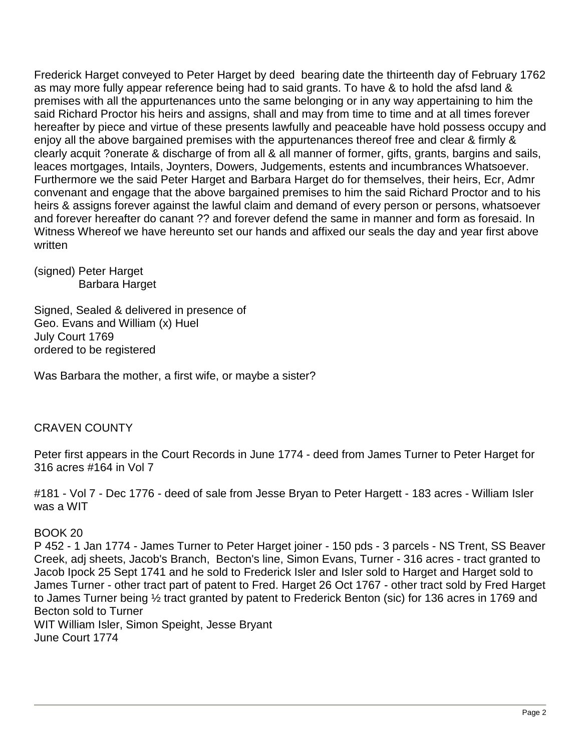Frederick Harget conveyed to Peter Harget by deed bearing date the thirteenth day of February 1762 as may more fully appear reference being had to said grants. To have & to hold the afsd land & premises with all the appurtenances unto the same belonging or in any way appertaining to him the said Richard Proctor his heirs and assigns, shall and may from time to time and at all times forever hereafter by piece and virtue of these presents lawfully and peaceable have hold possess occupy and enjoy all the above bargained premises with the appurtenances thereof free and clear & firmly & clearly acquit ?onerate & discharge of from all & all manner of former, gifts, grants, bargins and sails, leaces mortgages, Intails, Joynters, Dowers, Judgements, estents and incumbrances Whatsoever. Furthermore we the said Peter Harget and Barbara Harget do for themselves, their heirs, Ecr, Admr convenant and engage that the above bargained premises to him the said Richard Proctor and to his heirs & assigns forever against the lawful claim and demand of every person or persons, whatsoever and forever hereafter do canant ?? and forever defend the same in manner and form as foresaid. In Witness Whereof we have hereunto set our hands and affixed our seals the day and year first above written

(signed) Peter Harget
Barbara Harget

Signed, Sealed & delivered in presence of
Geo. Evans and William (x) Huel
July Court 1769
ordered to be registered

Was Barbara the mother, a first wife, or maybe a sister?

CRAVEN COUNTY

Peter first appears in the Court Records in June 1774 - deed from James Turner to Peter Harget for 316 acres #164 in Vol 7

#181 - Vol 7 - Dec 1776 - deed of sale from Jesse Bryan to Peter Hargett - 183 acres - William Isler was a WIT

BOOK 20
P 452 - 1 Jan 1774 - James Turner to Peter Harget joiner - 150 pds - 3 parcels - NS Trent, SS Beaver Creek, adj sheets, Jacob's Branch, Becton's line, Simon Evans, Turner - 316 acres - tract granted to Jacob Ipock 25 Sept 1741 and he sold to Frederick Isler and Isler sold to Harget and Harget sold to James Turner - other tract part of patent to Fred. Harget 26 Oct 1767 - other tract sold by Fred Harget to James Turner being ½ tract granted by patent to Frederick Benton (sic) for 136 acres in 1769 and Becton sold to Turner
WIT William Isler, Simon Speight, Jesse Bryant
June Court 1774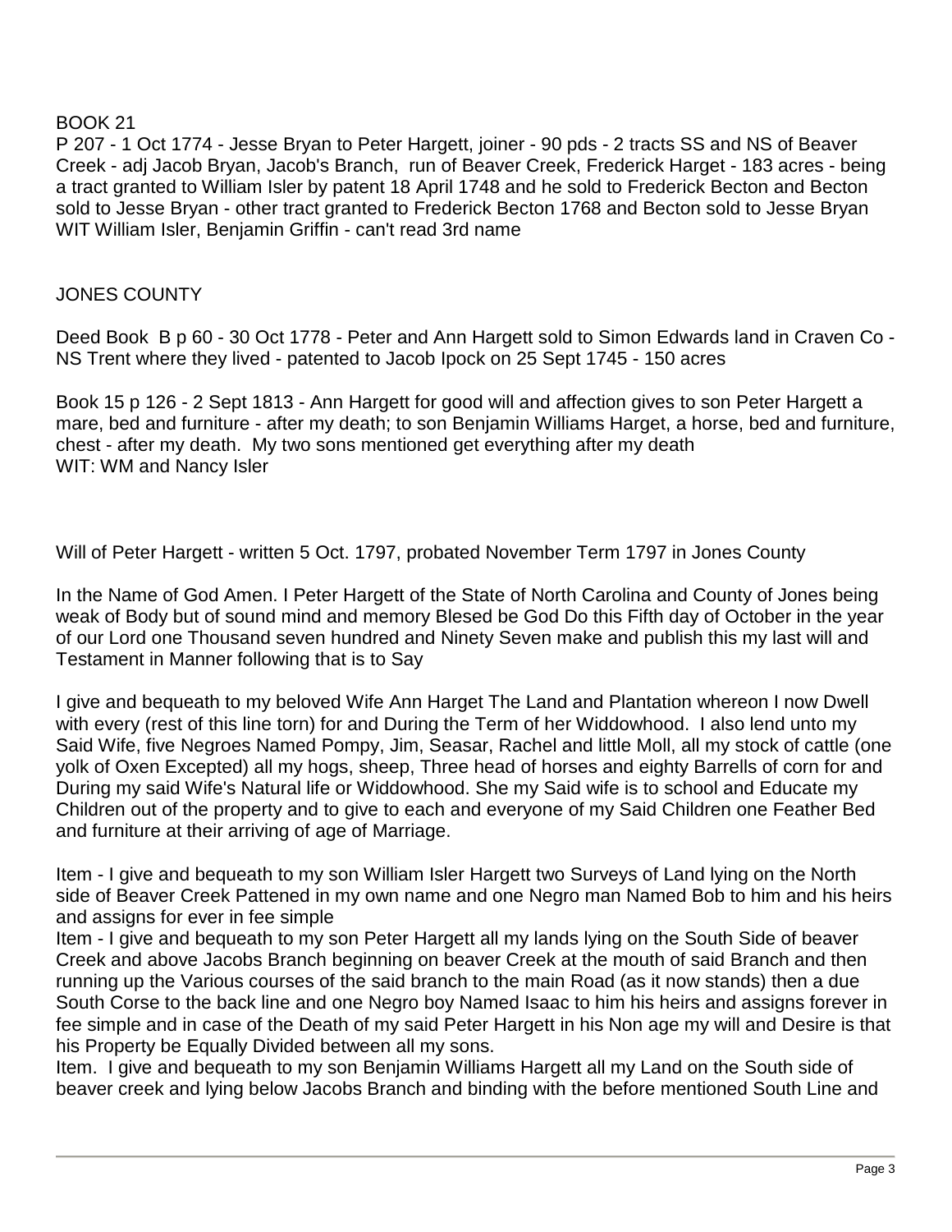BOOK 21

P 207 - 1 Oct 1774 - Jesse Bryan to Peter Hargett, joiner - 90 pds - 2 tracts SS and NS of Beaver Creek - adj Jacob Bryan, Jacob's Branch, run of Beaver Creek, Frederick Harget - 183 acres - being a tract granted to William Isler by patent 18 April 1748 and he sold to Frederick Becton and Becton sold to Jesse Bryan - other tract granted to Frederick Becton 1768 and Becton sold to Jesse Bryan WIT William Isler, Benjamin Griffin - can't read 3rd name

JONES COUNTY

Deed Book B p 60 - 30 Oct 1778 - Peter and Ann Hargett sold to Simon Edwards land in Craven Co - NS Trent where they lived - patented to Jacob Ipock on 25 Sept 1745 - 150 acres

Book 15 p 126 - 2 Sept 1813 - Ann Hargett for good will and affection gives to son Peter Hargett a mare, bed and furniture - after my death; to son Benjamin Williams Harget, a horse, bed and furniture, chest - after my death. My two sons mentioned get everything after my death
WIT: WM and Nancy Isler

Will of Peter Hargett - written 5 Oct. 1797, probated November Term 1797 in Jones County

In the Name of God Amen. I Peter Hargett of the State of North Carolina and County of Jones being weak of Body but of sound mind and memory Blesed be God Do this Fifth day of October in the year of our Lord one Thousand seven hundred and Ninety Seven make and publish this my last will and Testament in Manner following that is to Say

I give and bequeath to my beloved Wife Ann Harget The Land and Plantation whereon I now Dwell with every (rest of this line torn) for and During the Term of her Widdowhood. I also lend unto my Said Wife, five Negroes Named Pompy, Jim, Seasar, Rachel and little Moll, all my stock of cattle (one yolk of Oxen Excepted) all my hogs, sheep, Three head of horses and eighty Barrells of corn for and During my said Wife's Natural life or Widdowhood. She my Said wife is to school and Educate my Children out of the property and to give to each and everyone of my Said Children one Feather Bed and furniture at their arriving of age of Marriage.

Item - I give and bequeath to my son William Isler Hargett two Surveys of Land lying on the North side of Beaver Creek Pattened in my own name and one Negro man Named Bob to him and his heirs and assigns for ever in fee simple
Item - I give and bequeath to my son Peter Hargett all my lands lying on the South Side of beaver Creek and above Jacobs Branch beginning on beaver Creek at the mouth of said Branch and then running up the Various courses of the said branch to the main Road (as it now stands) then a due South Corse to the back line and one Negro boy Named Isaac to him his heirs and assigns forever in fee simple and in case of the Death of my said Peter Hargett in his Non age my will and Desire is that his Property be Equally Divided between all my sons.
Item. I give and bequeath to my son Benjamin Williams Hargett all my Land on the South side of beaver creek and lying below Jacobs Branch and binding with the before mentioned South Line and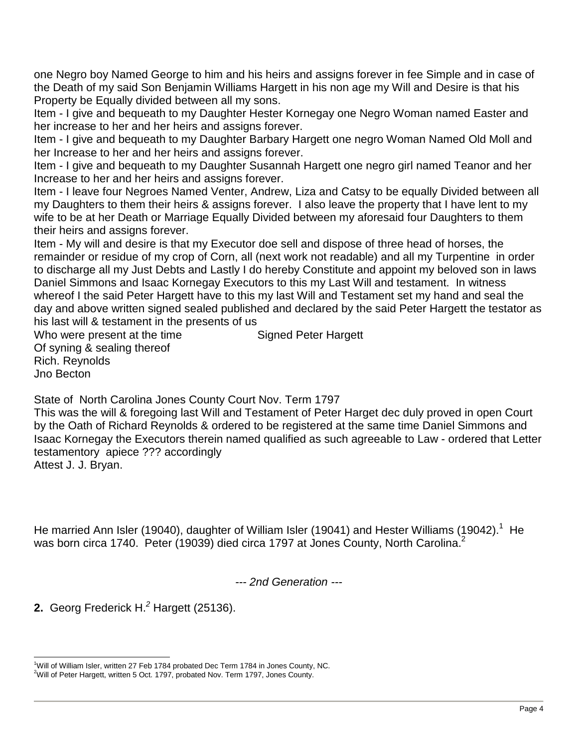one Negro boy Named George to him and his heirs and assigns forever in fee Simple and in case of the Death of my said Son Benjamin Williams Hargett in his non age my Will and Desire is that his Property be Equally divided between all my sons.

Item - I give and bequeath to my Daughter Hester Kornegay one Negro Woman named Easter and her increase to her and her heirs and assigns forever.

Item - I give and bequeath to my Daughter Barbary Hargett one negro Woman Named Old Moll and her Increase to her and her heirs and assigns forever.

Item - I give and bequeath to my Daughter Susannah Hargett one negro girl named Teanor and her Increase to her and her heirs and assigns forever.

Item - I leave four Negroes Named Venter, Andrew, Liza and Catsy to be equally Divided between all my Daughters to them their heirs & assigns forever. I also leave the property that I have lent to my wife to be at her Death or Marriage Equally Divided between my aforesaid four Daughters to them their heirs and assigns forever.

Item - My will and desire is that my Executor doe sell and dispose of three head of horses, the remainder or residue of my crop of Corn, all (next work not readable) and all my Turpentine in order to discharge all my Just Debts and Lastly I do hereby Constitute and appoint my beloved son in laws Daniel Simmons and Isaac Kornegay Executors to this my Last Will and testament. In witness whereof I the said Peter Hargett have to this my last Will and Testament set my hand and seal the day and above written signed sealed published and declared by the said Peter Hargett the testator as his last will & testament in the presents of us

Who were present at the time Signed Peter Hargett
Of syning & sealing thereof
Rich. Reynolds
Jno Becton

State of North Carolina Jones County Court Nov. Term 1797
This was the will & foregoing last Will and Testament of Peter Harget dec duly proved in open Court by the Oath of Richard Reynolds & ordered to be registered at the same time Daniel Simmons and Isaac Kornegay the Executors therein named qualified as such agreeable to Law - ordered that Letter testamentory apiece ??? accordingly
Attest J. J. Bryan.

He married Ann Isler (19040), daughter of William Isler (19041) and Hester Williams (19042).[1] He was born circa 1740. Peter (19039) died circa 1797 at Jones County, North Carolina.[2]

*--- 2nd Generation ---*

**2.** Georg Frederick H.[2] Hargett (25136).

[1]Will of William Isler, written 27 Feb 1784 probated Dec Term 1784 in Jones County, NC.
[2]Will of Peter Hargett, written 5 Oct. 1797, probated Nov. Term 1797, Jones County.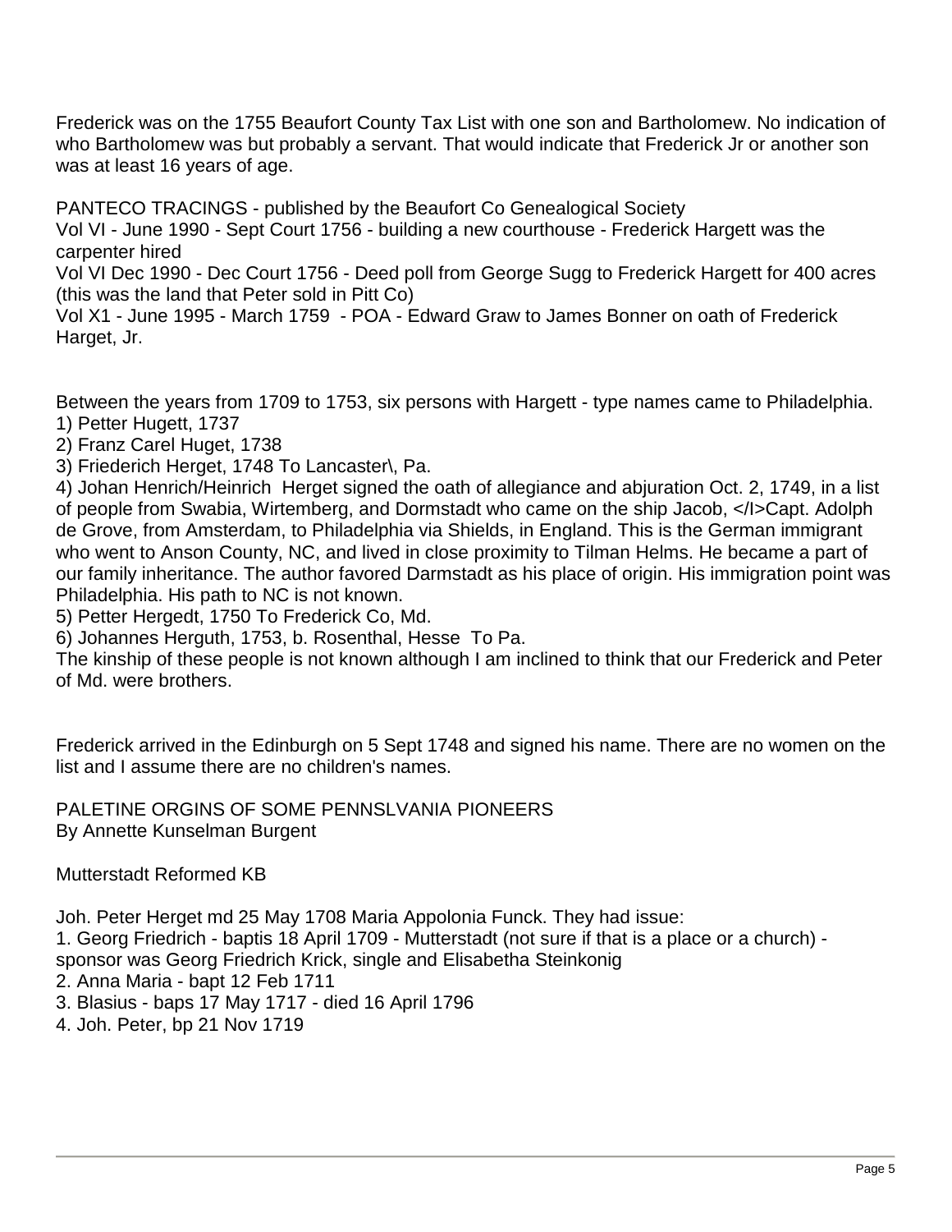Frederick was on the 1755 Beaufort County Tax List with one son and Bartholomew. No indication of who Bartholomew was but probably a servant. That would indicate that Frederick Jr or another son was at least 16 years of age.

PANTECO TRACINGS - published by the Beaufort Co Genealogical Society
Vol VI - June 1990 - Sept Court 1756 - building a new courthouse - Frederick Hargett was the carpenter hired
Vol VI Dec 1990 - Dec Court 1756 - Deed poll from George Sugg to Frederick Hargett for 400 acres (this was the land that Peter sold in Pitt Co)
Vol X1 - June 1995 - March 1759 - POA - Edward Graw to James Bonner on oath of Frederick Harget, Jr.

Between the years from 1709 to 1753, six persons with Hargett - type names came to Philadelphia.
1) Petter Hugett, 1737
2) Franz Carel Huget, 1738
3) Friederich Herget, 1748 To Lancaster\, Pa.
4) Johan Henrich/Heinrich Herget signed the oath of allegiance and abjuration Oct. 2, 1749, in a list of people from Swabia, Wirtemberg, and Dormstadt who came on the ship Jacob, </I>Capt. Adolph de Grove, from Amsterdam, to Philadelphia via Shields, in England. This is the German immigrant who went to Anson County, NC, and lived in close proximity to Tilman Helms. He became a part of our family inheritance. The author favored Darmstadt as his place of origin. His immigration point was Philadelphia. His path to NC is not known.
5) Petter Hergedt, 1750 To Frederick Co, Md.
6) Johannes Herguth, 1753, b. Rosenthal, Hesse To Pa.
The kinship of these people is not known although I am inclined to think that our Frederick and Peter of Md. were brothers.

Frederick arrived in the Edinburgh on 5 Sept 1748 and signed his name. There are no women on the list and I assume there are no children's names.

PALETINE ORGINS OF SOME PENNSLVANIA PIONEERS
By Annette Kunselman Burgent

Mutterstadt Reformed KB

Joh. Peter Herget md 25 May 1708 Maria Appolonia Funck. They had issue:
1. Georg Friedrich - baptis 18 April 1709 - Mutterstadt (not sure if that is a place or a church) - sponsor was Georg Friedrich Krick, single and Elisabetha Steinkonig
2. Anna Maria - bapt 12 Feb 1711
3. Blasius - baps 17 May 1717 - died 16 April 1796
4. Joh. Peter, bp 21 Nov 1719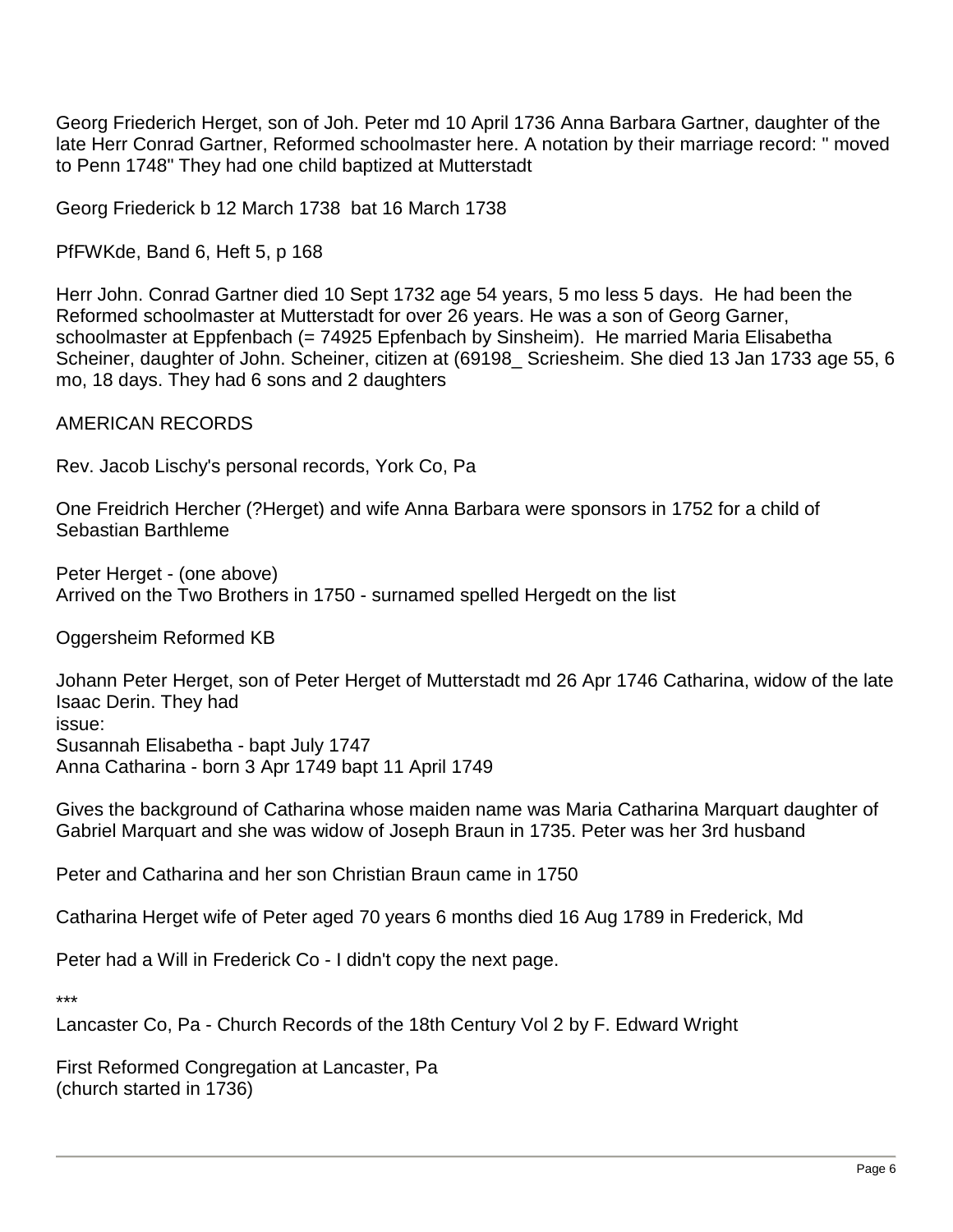Georg Friederich Herget, son of Joh. Peter md 10 April 1736 Anna Barbara Gartner, daughter of the late Herr Conrad Gartner, Reformed schoolmaster here. A notation by their marriage record: " moved to Penn 1748" They had one child baptized at Mutterstadt

Georg Friederick b 12 March 1738 bat 16 March 1738

PfFWKde, Band 6, Heft 5, p 168

Herr John. Conrad Gartner died 10 Sept 1732 age 54 years, 5 mo less 5 days. He had been the Reformed schoolmaster at Mutterstadt for over 26 years. He was a son of Georg Garner, schoolmaster at Eppfenbach (= 74925 Epfenbach by Sinsheim). He married Maria Elisabetha Scheiner, daughter of John. Scheiner, citizen at (69198_ Scriesheim. She died 13 Jan 1733 age 55, 6 mo, 18 days. They had 6 sons and 2 daughters

AMERICAN RECORDS

Rev. Jacob Lischy's personal records, York Co, Pa

One Freidrich Hercher (?Herget) and wife Anna Barbara were sponsors in 1752 for a child of Sebastian Barthleme

Peter Herget - (one above)
Arrived on the Two Brothers in 1750 - surnamed spelled Hergedt on the list

Oggersheim Reformed KB

Johann Peter Herget, son of Peter Herget of Mutterstadt md 26 Apr 1746 Catharina, widow of the late Isaac Derin. They had
issue:
Susannah Elisabetha - bapt July 1747
Anna Catharina - born 3 Apr 1749 bapt 11 April 1749

Gives the background of Catharina whose maiden name was Maria Catharina Marquart daughter of Gabriel Marquart and she was widow of Joseph Braun in 1735. Peter was her 3rd husband

Peter and Catharina and her son Christian Braun came in 1750

Catharina Herget wife of Peter aged 70 years 6 months died 16 Aug 1789 in Frederick, Md

Peter had a Will in Frederick Co - I didn't copy the next page.

***

Lancaster Co, Pa - Church Records of the 18th Century Vol 2 by F. Edward Wright

First Reformed Congregation at Lancaster, Pa
(church started in 1736)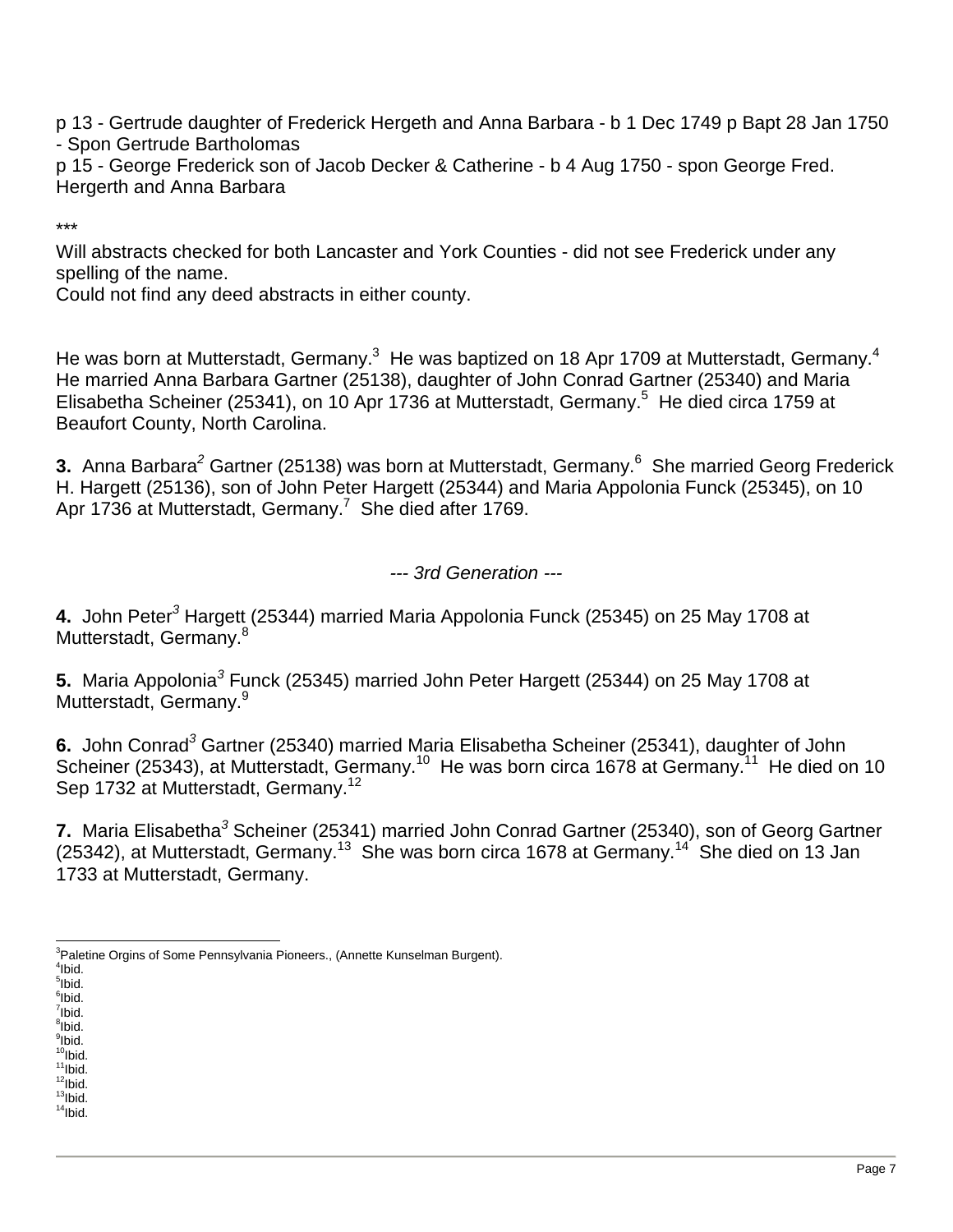p 13 - Gertrude daughter of Frederick Hergeth and Anna Barbara - b 1 Dec 1749 p Bapt 28 Jan 1750 - Spon Gertrude Bartholomas
p 15 - George Frederick son of Jacob Decker & Catherine - b 4 Aug 1750 - spon George Fred. Hergerth and Anna Barbara

***

Will abstracts checked for both Lancaster and York Counties - did not see Frederick under any spelling of the name.
Could not find any deed abstracts in either county.

He was born at Mutterstadt, Germany.[3] He was baptized on 18 Apr 1709 at Mutterstadt, Germany.[4] He married Anna Barbara Gartner (25138), daughter of John Conrad Gartner (25340) and Maria Elisabetha Scheiner (25341), on 10 Apr 1736 at Mutterstadt, Germany.[5] He died circa 1759 at Beaufort County, North Carolina.

**3.** Anna Barbara[2] Gartner (25138) was born at Mutterstadt, Germany.[6] She married Georg Frederick H. Hargett (25136), son of John Peter Hargett (25344) and Maria Appolonia Funck (25345), on 10 Apr 1736 at Mutterstadt, Germany.[7] She died after 1769.

*--- 3rd Generation ---*

**4.** John Peter[3] Hargett (25344) married Maria Appolonia Funck (25345) on 25 May 1708 at Mutterstadt, Germany.[8]

**5.** Maria Appolonia[3] Funck (25345) married John Peter Hargett (25344) on 25 May 1708 at Mutterstadt, Germany.[9]

**6.** John Conrad[3] Gartner (25340) married Maria Elisabetha Scheiner (25341), daughter of John Scheiner (25343), at Mutterstadt, Germany.[10] He was born circa 1678 at Germany.[11] He died on 10 Sep 1732 at Mutterstadt, Germany.[12]

**7.** Maria Elisabetha[3] Scheiner (25341) married John Conrad Gartner (25340), son of Georg Gartner (25342), at Mutterstadt, Germany.[13] She was born circa 1678 at Germany.[14] She died on 13 Jan 1733 at Mutterstadt, Germany.

---

[3] Paletine Orgins of Some Pennsylvania Pioneers., (Annette Kunselman Burgent).
[4] Ibid.
[5] Ibid.
[6] Ibid.
[7] Ibid.
[8] Ibid.
[9] Ibid.
[10] Ibid.
[11] Ibid.
[12] Ibid.
[13] Ibid.
[14] Ibid.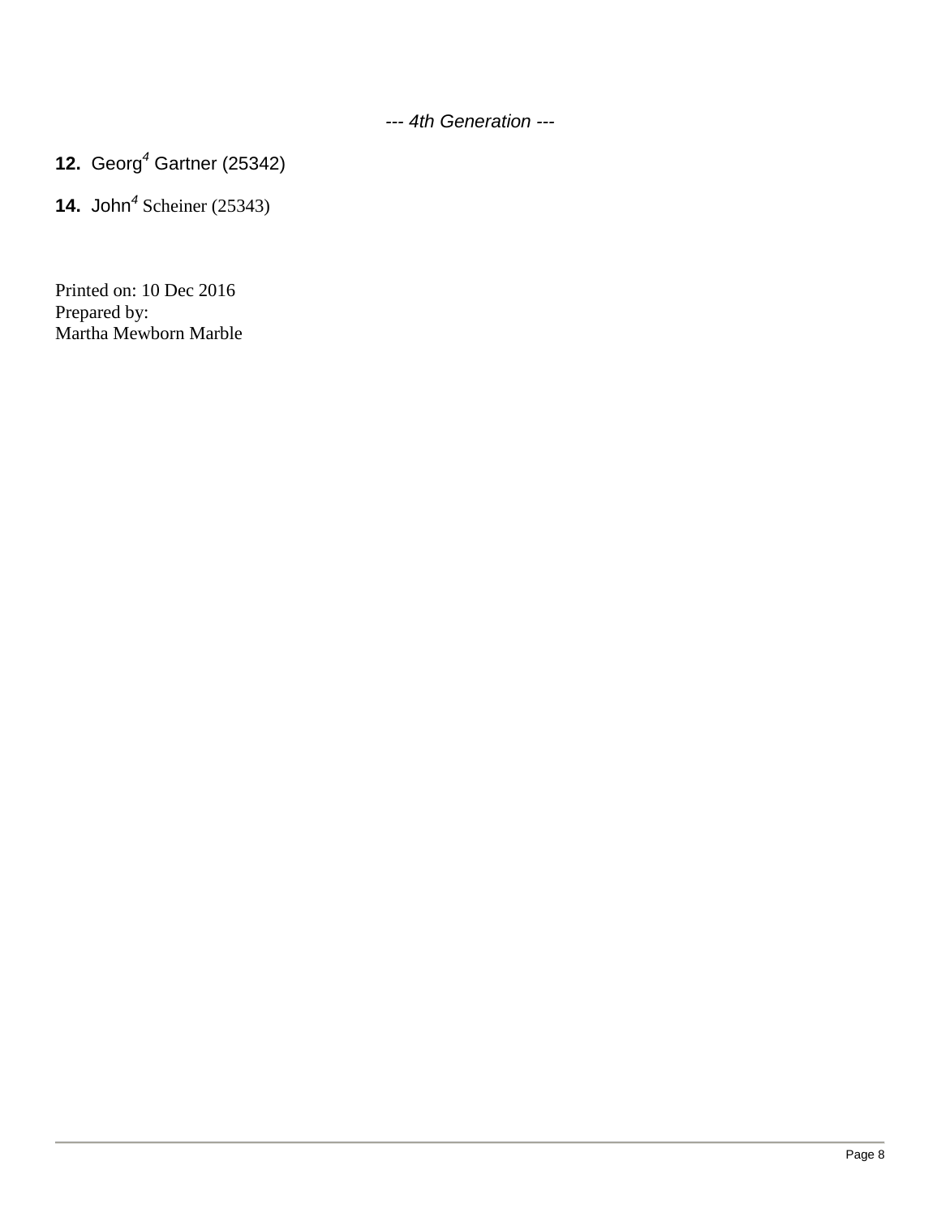*--- 4th Generation ---*

**12.** Georg$^{4}$ Gartner (25342)

**14.** John$^{4}$ Scheiner (25343)

Printed on: 10 Dec 2016
Prepared by:
Martha Mewborn Marble